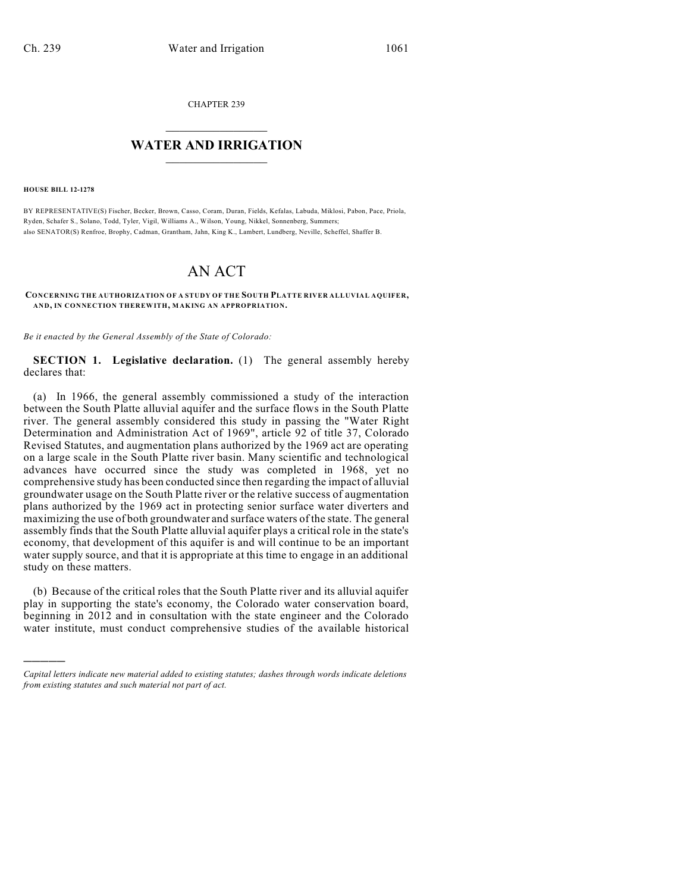CHAPTER 239

# WATER AND IRRIGATION

**HOUSE BILL 12-1278**

BY REPRESENTATIVE(S) Fischer, Becker, Brown, Casso, Coram, Duran, Fields, Kefalas, Labuda, Miklosi, Pabon, Pace, Priola, Ryden, Schafer S., Solano, Todd, Tyler, Vigil, Williams A., Wilson, Young, Nikkel, Sonnenberg, Summers; also SENATOR(S) Renfroe, Brophy, Cadman, Grantham, Jahn, King K., Lambert, Lundberg, Neville, Scheffel, Shaffer B.

# AN ACT

**CONCERNING THE AUTHORIZATION OF A STUDY OF THE SOUTH PLATTE RIVER ALLUVIAL AQUIFER, AND, IN CONNECTION THEREWITH, MAKING AN APPROPRIATION.**

*Be it enacted by the General Assembly of the State of Colorado:*

**SECTION 1. Legislative declaration.** (1) The general assembly hereby declares that:

(a) In 1966, the general assembly commissioned a study of the interaction between the South Platte alluvial aquifer and the surface flows in the South Platte river. The general assembly considered this study in passing the "Water Right Determination and Administration Act of 1969", article 92 of title 37, Colorado Revised Statutes, and augmentation plans authorized by the 1969 act are operating on a large scale in the South Platte river basin. Many scientific and technological advances have occurred since the study was completed in 1968, yet no comprehensive study has been conducted since then regarding the impact of alluvial groundwater usage on the South Platte river or the relative success of augmentation plans authorized by the 1969 act in protecting senior surface water diverters and maximizing the use of both groundwater and surface waters of the state. The general assembly finds that the South Platte alluvial aquifer plays a critical role in the state's economy, that development of this aquifer is and will continue to be an important water supply source, and that it is appropriate at this time to engage in an additional study on these matters.

(b) Because of the critical roles that the South Platte river and its alluvial aquifer play in supporting the state's economy, the Colorado water conservation board, beginning in 2012 and in consultation with the state engineer and the Colorado water institute, must conduct comprehensive studies of the available historical

---

*Capital letters indicate new material added to existing statutes; dashes through words indicate deletions from existing statutes and such material not part of act.*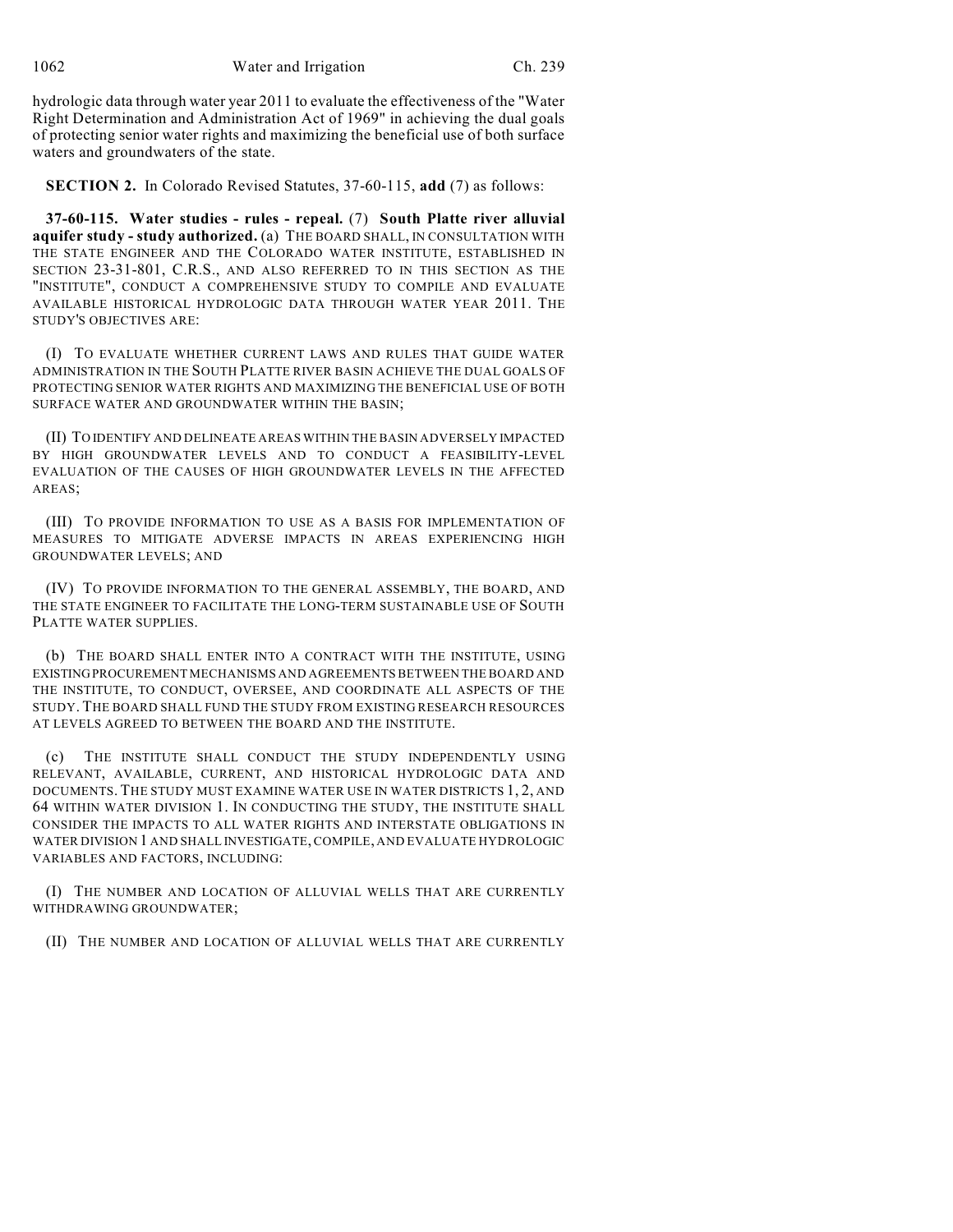hydrologic data through water year 2011 to evaluate the effectiveness of the "Water Right Determination and Administration Act of 1969" in achieving the dual goals of protecting senior water rights and maximizing the beneficial use of both surface waters and groundwaters of the state.

**SECTION 2.** In Colorado Revised Statutes, 37-60-115, **add** (7) as follows:

**37-60-115. Water studies - rules - repeal.** (7) **South Platte river alluvial aquifer study - study authorized.** (a) THE BOARD SHALL, IN CONSULTATION WITH THE STATE ENGINEER AND THE COLORADO WATER INSTITUTE, ESTABLISHED IN SECTION 23-31-801, C.R.S., AND ALSO REFERRED TO IN THIS SECTION AS THE "INSTITUTE", CONDUCT A COMPREHENSIVE STUDY TO COMPILE AND EVALUATE AVAILABLE HISTORICAL HYDROLOGIC DATA THROUGH WATER YEAR 2011. THE STUDY'S OBJECTIVES ARE:

(I) TO EVALUATE WHETHER CURRENT LAWS AND RULES THAT GUIDE WATER ADMINISTRATION IN THE SOUTH PLATTE RIVER BASIN ACHIEVE THE DUAL GOALS OF PROTECTING SENIOR WATER RIGHTS AND MAXIMIZING THE BENEFICIAL USE OF BOTH SURFACE WATER AND GROUNDWATER WITHIN THE BASIN;

(II) TO IDENTIFY AND DELINEATE AREAS WITHIN THE BASIN ADVERSELY IMPACTED BY HIGH GROUNDWATER LEVELS AND TO CONDUCT A FEASIBILITY-LEVEL EVALUATION OF THE CAUSES OF HIGH GROUNDWATER LEVELS IN THE AFFECTED AREAS;

(III) TO PROVIDE INFORMATION TO USE AS A BASIS FOR IMPLEMENTATION OF MEASURES TO MITIGATE ADVERSE IMPACTS IN AREAS EXPERIENCING HIGH GROUNDWATER LEVELS; AND

(IV) TO PROVIDE INFORMATION TO THE GENERAL ASSEMBLY, THE BOARD, AND THE STATE ENGINEER TO FACILITATE THE LONG-TERM SUSTAINABLE USE OF SOUTH PLATTE WATER SUPPLIES.

(b) THE BOARD SHALL ENTER INTO A CONTRACT WITH THE INSTITUTE, USING EXISTING PROCUREMENT MECHANISMS AND AGREEMENTS BETWEEN THE BOARD AND THE INSTITUTE, TO CONDUCT, OVERSEE, AND COORDINATE ALL ASPECTS OF THE STUDY. THE BOARD SHALL FUND THE STUDY FROM EXISTING RESEARCH RESOURCES AT LEVELS AGREED TO BETWEEN THE BOARD AND THE INSTITUTE.

(c) THE INSTITUTE SHALL CONDUCT THE STUDY INDEPENDENTLY USING RELEVANT, AVAILABLE, CURRENT, AND HISTORICAL HYDROLOGIC DATA AND DOCUMENTS. THE STUDY MUST EXAMINE WATER USE IN WATER DISTRICTS 1, 2, AND 64 WITHIN WATER DIVISION 1. IN CONDUCTING THE STUDY, THE INSTITUTE SHALL CONSIDER THE IMPACTS TO ALL WATER RIGHTS AND INTERSTATE OBLIGATIONS IN WATER DIVISION 1 AND SHALL INVESTIGATE, COMPILE, AND EVALUATE HYDROLOGIC VARIABLES AND FACTORS, INCLUDING:

(I) THE NUMBER AND LOCATION OF ALLUVIAL WELLS THAT ARE CURRENTLY WITHDRAWING GROUNDWATER;

(II) THE NUMBER AND LOCATION OF ALLUVIAL WELLS THAT ARE CURRENTLY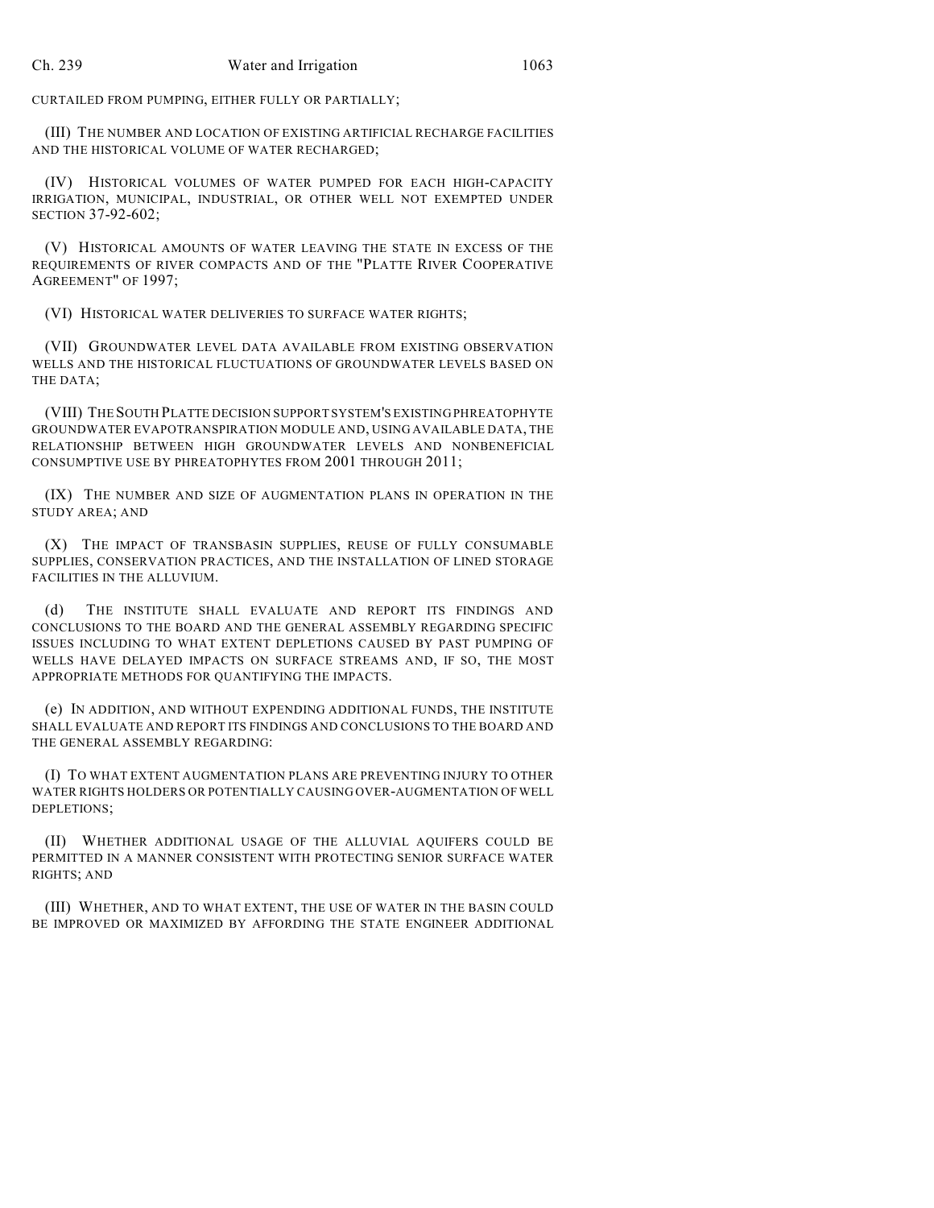CURTAILED FROM PUMPING, EITHER FULLY OR PARTIALLY;

(III) THE NUMBER AND LOCATION OF EXISTING ARTIFICIAL RECHARGE FACILITIES AND THE HISTORICAL VOLUME OF WATER RECHARGED;

(IV) HISTORICAL VOLUMES OF WATER PUMPED FOR EACH HIGH-CAPACITY IRRIGATION, MUNICIPAL, INDUSTRIAL, OR OTHER WELL NOT EXEMPTED UNDER SECTION 37-92-602;

(V) HISTORICAL AMOUNTS OF WATER LEAVING THE STATE IN EXCESS OF THE REQUIREMENTS OF RIVER COMPACTS AND OF THE "PLATTE RIVER COOPERATIVE AGREEMENT" OF 1997;

(VI) HISTORICAL WATER DELIVERIES TO SURFACE WATER RIGHTS;

(VII) GROUNDWATER LEVEL DATA AVAILABLE FROM EXISTING OBSERVATION WELLS AND THE HISTORICAL FLUCTUATIONS OF GROUNDWATER LEVELS BASED ON THE DATA;

(VIII) THE SOUTH PLATTE DECISION SUPPORT SYSTEM'S EXISTING PHREATOPHYTE GROUNDWATER EVAPOTRANSPIRATION MODULE AND, USING AVAILABLE DATA, THE RELATIONSHIP BETWEEN HIGH GROUNDWATER LEVELS AND NONBENEFICIAL CONSUMPTIVE USE BY PHREATOPHYTES FROM 2001 THROUGH 2011;

(IX) THE NUMBER AND SIZE OF AUGMENTATION PLANS IN OPERATION IN THE STUDY AREA; AND

(X) THE IMPACT OF TRANSBASIN SUPPLIES, REUSE OF FULLY CONSUMABLE SUPPLIES, CONSERVATION PRACTICES, AND THE INSTALLATION OF LINED STORAGE FACILITIES IN THE ALLUVIUM.

(d) THE INSTITUTE SHALL EVALUATE AND REPORT ITS FINDINGS AND CONCLUSIONS TO THE BOARD AND THE GENERAL ASSEMBLY REGARDING SPECIFIC ISSUES INCLUDING TO WHAT EXTENT DEPLETIONS CAUSED BY PAST PUMPING OF WELLS HAVE DELAYED IMPACTS ON SURFACE STREAMS AND, IF SO, THE MOST APPROPRIATE METHODS FOR QUANTIFYING THE IMPACTS.

(e) IN ADDITION, AND WITHOUT EXPENDING ADDITIONAL FUNDS, THE INSTITUTE SHALL EVALUATE AND REPORT ITS FINDINGS AND CONCLUSIONS TO THE BOARD AND THE GENERAL ASSEMBLY REGARDING:

(I) TO WHAT EXTENT AUGMENTATION PLANS ARE PREVENTING INJURY TO OTHER WATER RIGHTS HOLDERS OR POTENTIALLY CAUSING OVER-AUGMENTATION OF WELL DEPLETIONS;

(II) WHETHER ADDITIONAL USAGE OF THE ALLUVIAL AQUIFERS COULD BE PERMITTED IN A MANNER CONSISTENT WITH PROTECTING SENIOR SURFACE WATER RIGHTS; AND

(III) WHETHER, AND TO WHAT EXTENT, THE USE OF WATER IN THE BASIN COULD BE IMPROVED OR MAXIMIZED BY AFFORDING THE STATE ENGINEER ADDITIONAL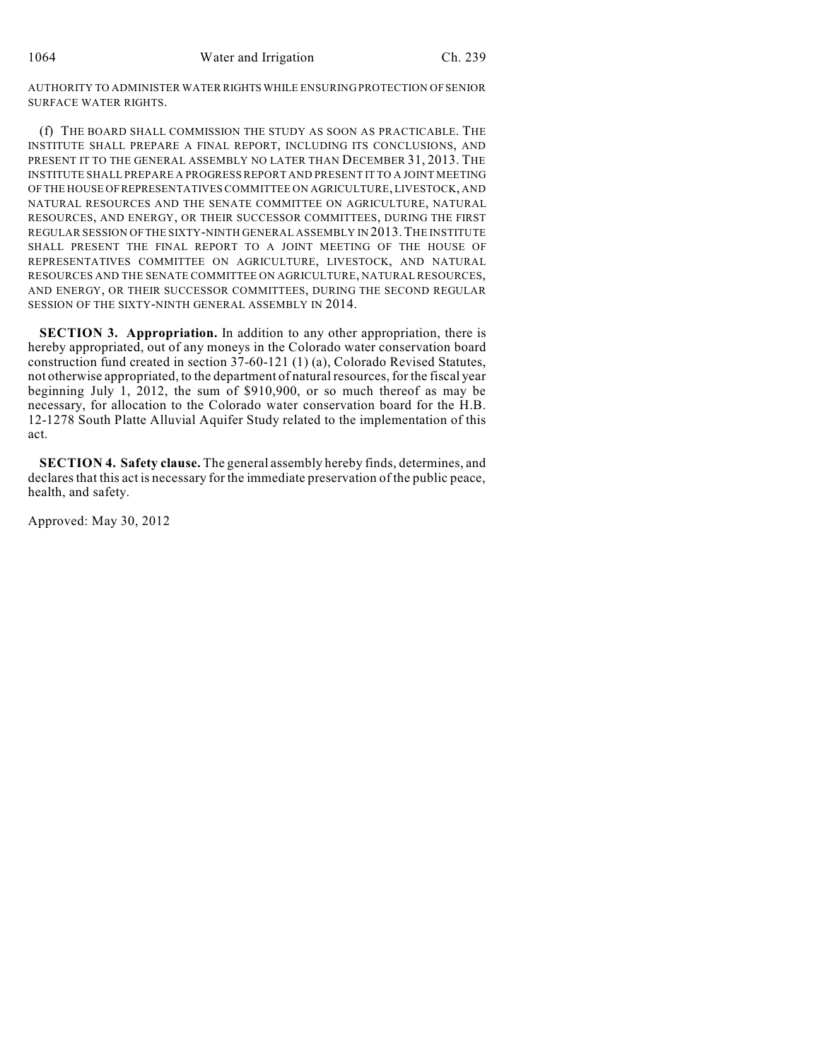AUTHORITY TO ADMINISTER WATER RIGHTS WHILE ENSURING PROTECTION OF SENIOR SURFACE WATER RIGHTS.

(f) THE BOARD SHALL COMMISSION THE STUDY AS SOON AS PRACTICABLE. THE INSTITUTE SHALL PREPARE A FINAL REPORT, INCLUDING ITS CONCLUSIONS, AND PRESENT IT TO THE GENERAL ASSEMBLY NO LATER THAN DECEMBER 31, 2013. THE INSTITUTE SHALL PREPARE A PROGRESS REPORT AND PRESENT IT TO A JOINT MEETING OF THE HOUSE OF REPRESENTATIVES COMMITTEE ON AGRICULTURE, LIVESTOCK, AND NATURAL RESOURCES AND THE SENATE COMMITTEE ON AGRICULTURE, NATURAL RESOURCES, AND ENERGY, OR THEIR SUCCESSOR COMMITTEES, DURING THE FIRST REGULAR SESSION OF THE SIXTY-NINTH GENERAL ASSEMBLY IN 2013. THE INSTITUTE SHALL PRESENT THE FINAL REPORT TO A JOINT MEETING OF THE HOUSE OF REPRESENTATIVES COMMITTEE ON AGRICULTURE, LIVESTOCK, AND NATURAL RESOURCES AND THE SENATE COMMITTEE ON AGRICULTURE, NATURAL RESOURCES, AND ENERGY, OR THEIR SUCCESSOR COMMITTEES, DURING THE SECOND REGULAR SESSION OF THE SIXTY-NINTH GENERAL ASSEMBLY IN 2014.

**SECTION 3. Appropriation.** In addition to any other appropriation, there is hereby appropriated, out of any moneys in the Colorado water conservation board construction fund created in section 37-60-121 (1) (a), Colorado Revised Statutes, not otherwise appropriated, to the department of natural resources, for the fiscal year beginning July 1, 2012, the sum of $910,900, or so much thereof as may be necessary, for allocation to the Colorado water conservation board for the H.B. 12-1278 South Platte Alluvial Aquifer Study related to the implementation of this act.

**SECTION 4. Safety clause.** The general assembly hereby finds, determines, and declares that this act is necessary for the immediate preservation of the public peace, health, and safety.

Approved: May 30, 2012